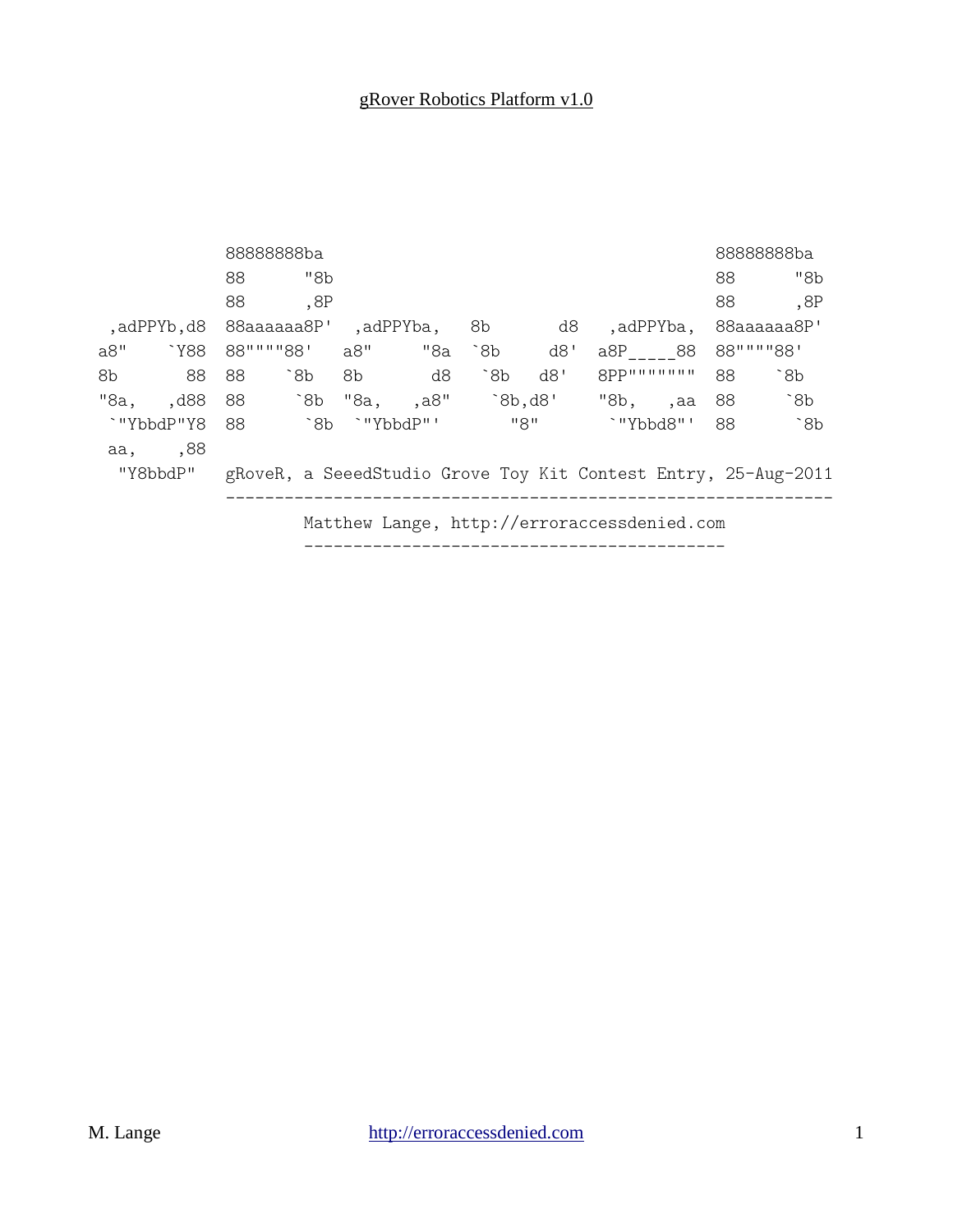gRover Robotics Platform v1.0

```
            88888888ba                                                     88888888ba
            88      "8b                                                    88      "8b
            88      ,8P                                                    88      ,8P
 ,adPPYb,d8 88aaaaaa8P'  ,adPPYba,  8b       d8  ,adPPYba, 88aaaaaa8P'
a8"    `Y88 88""""88'   a8"     "8a `8b     d8' a8P_____88 88""""88'
8b       88 88    `8b   8b       d8  `8b   d8'  8PP""""""" 88    `8b
"8a,   ,d88 88     `8b  "8a,   ,a8"   `8b,d8'   "8b,   ,aa 88     `8b
 `"YbbdP"Y8 88      `8b  `"YbbdP"'      "8"      `"Ybbd8"' 88      `8b
 aa,    ,88
  "Y8bbdP"  gRoveR, a SeeedStudio Grove Toy Kit Contest Entry, 25-Aug-2011
            ---------------------------------------------------------------
                    Matthew Lange, http://erroraccessdenied.com
                    -------------------------------------------
```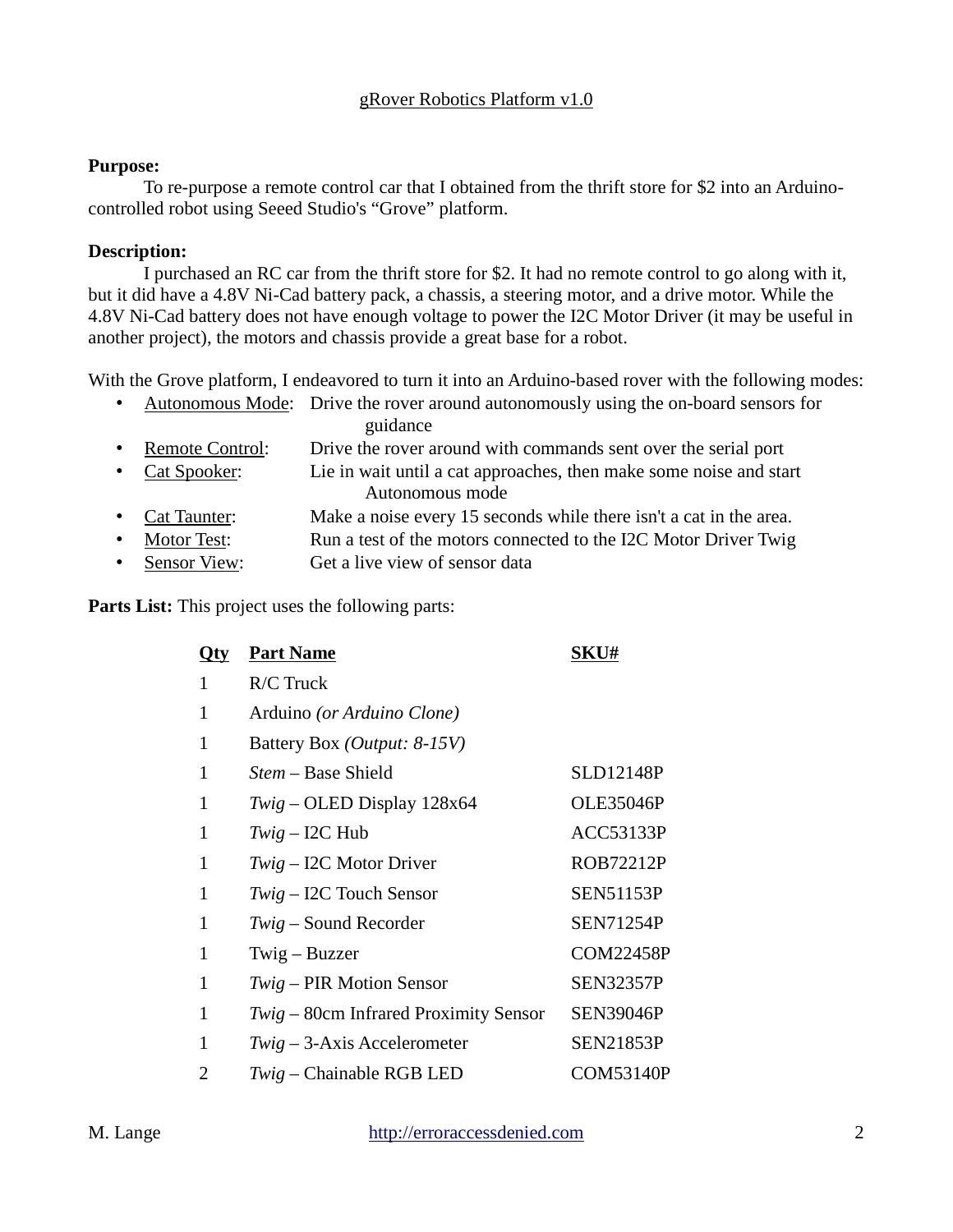# gRover Robotics Platform v1.0

**Purpose:**

To re-purpose a remote control car that I obtained from the thrift store for $2 into an Arduino-controlled robot using Seeed Studio's "Grove" platform.

**Description:**

I purchased an RC car from the thrift store for $2. It had no remote control to go along with it, but it did have a 4.8V Ni-Cad battery pack, a chassis, a steering motor, and a drive motor. While the 4.8V Ni-Cad battery does not have enough voltage to power the I2C Motor Driver (it may be useful in another project), the motors and chassis provide a great base for a robot.

With the Grove platform, I endeavored to turn it into an Arduino-based rover with the following modes:

- Autonomous Mode: Drive the rover around autonomously using the on-board sensors for guidance
- Remote Control: Drive the rover around with commands sent over the serial port
- Cat Spooker: Lie in wait until a cat approaches, then make some noise and start Autonomous mode
- Cat Taunter: Make a noise every 15 seconds while there isn't a cat in the area.
- Motor Test: Run a test of the motors connected to the I2C Motor Driver Twig
- Sensor View: Get a live view of sensor data

**Parts List:** This project uses the following parts:

| Qty | Part Name | SKU# |
|---|---|---|
| 1 | R/C Truck | |
| 1 | Arduino *(or Arduino Clone)* | |
| 1 | Battery Box *(Output: 8-15V)* | |
| 1 | *Stem* – Base Shield | SLD12148P |
| 1 | *Twig* – OLED Display 128x64 | OLE35046P |
| 1 | *Twig* – I2C Hub | ACC53133P |
| 1 | *Twig* – I2C Motor Driver | ROB72212P |
| 1 | *Twig* – I2C Touch Sensor | SEN51153P |
| 1 | *Twig* – Sound Recorder | SEN71254P |
| 1 | Twig – Buzzer | COM22458P |
| 1 | *Twig* – PIR Motion Sensor | SEN32357P |
| 1 | *Twig* – 80cm Infrared Proximity Sensor | SEN39046P |
| 1 | *Twig* – 3-Axis Accelerometer | SEN21853P |
| 2 | *Twig* – Chainable RGB LED | COM53140P |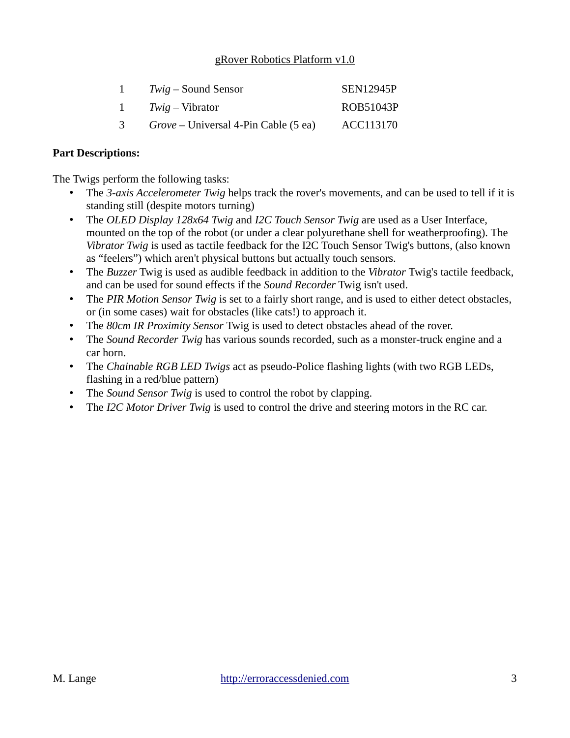| | | |
|---|---|---|
| 1 | *Twig* – Sound Sensor | SEN12945P |
| 1 | *Twig* – Vibrator | ROB51043P |
| 3 | *Grove* – Universal 4-Pin Cable (5 ea) | ACC113170 |

**Part Descriptions:**

The Twigs perform the following tasks:

- The *3-axis Accelerometer Twig* helps track the rover's movements, and can be used to tell if it is standing still (despite motors turning)
- The *OLED Display 128x64 Twig* and *I2C Touch Sensor Twig* are used as a User Interface, mounted on the top of the robot (or under a clear polyurethane shell for weatherproofing). The *Vibrator Twig* is used as tactile feedback for the I2C Touch Sensor Twig's buttons, (also known as "feelers") which aren't physical buttons but actually touch sensors.
- The *Buzzer* Twig is used as audible feedback in addition to the *Vibrator* Twig's tactile feedback, and can be used for sound effects if the *Sound Recorder* Twig isn't used.
- The *PIR Motion Sensor Twig* is set to a fairly short range, and is used to either detect obstacles, or (in some cases) wait for obstacles (like cats!) to approach it.
- The *80cm IR Proximity Sensor* Twig is used to detect obstacles ahead of the rover.
- The *Sound Recorder Twig* has various sounds recorded, such as a monster-truck engine and a car horn.
- The *Chainable RGB LED Twigs* act as pseudo-Police flashing lights (with two RGB LEDs, flashing in a red/blue pattern)
- The *Sound Sensor Twig* is used to control the robot by clapping.
- The *I2C Motor Driver Twig* is used to control the drive and steering motors in the RC car.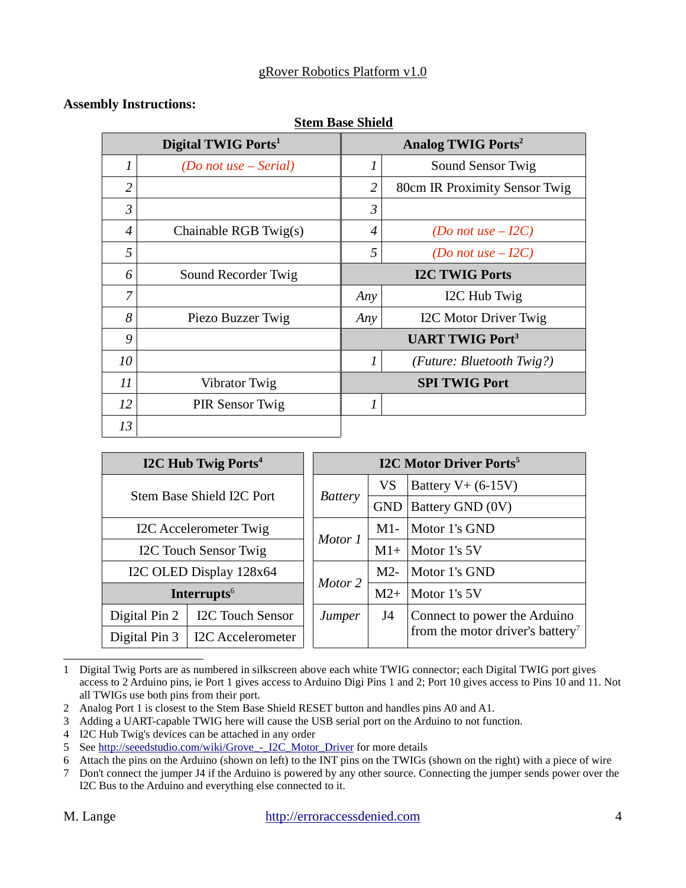gRover Robotics Platform v1.0

**Assembly Instructions:**

**Stem Base Shield**

| **Digital TWIG Ports**[1] | | **Analog TWIG Ports**[2] | |
|---|---|---|---|
| *1* | *(Do not use – Serial)* | *1* | Sound Sensor Twig |
| *2* | | *2* | 80cm IR Proximity Sensor Twig |
| *3* | | *3* | |
| *4* | Chainable RGB Twig(s) | *4* | *(Do not use – I2C)* |
| *5* | | *5* | *(Do not use – I2C)* |
| *6* | Sound Recorder Twig | **I2C TWIG Ports** | |
| *7* | | *Any* | I2C Hub Twig |
| *8* | Piezo Buzzer Twig | *Any* | I2C Motor Driver Twig |
| *9* | | **UART TWIG Port**[3] | |
| *10* | | *1* | *(Future: Bluetooth Twig?)* |
| *11* | Vibrator Twig | **SPI TWIG Port** | |
| *12* | PIR Sensor Twig | *1* | |
| *13* | | | |

| **I2C Hub Twig Ports**[4] | |
|---|---|
| Stem Base Shield I2C Port | |
| I2C Accelerometer Twig | |
| I2C Touch Sensor Twig | |
| I2C OLED Display 128x64 | |
| **Interrupts**[6] | |
| Digital Pin 2 | I2C Touch Sensor |
| Digital Pin 3 | I2C Accelerometer |

| **I2C Motor Driver Ports**[5] | | |
|---|---|---|
| *Battery* | VS | Battery V+ (6-15V) |
| | GND | Battery GND (0V) |
| *Motor 1* | M1- | Motor 1's GND |
| | M1+ | Motor 1's 5V |
| *Motor 2* | M2- | Motor 1's GND |
| | M2+ | Motor 1's 5V |
| *Jumper* | J4 | Connect to power the Arduino from the motor driver's battery[7] |

1 Digital Twig Ports are as numbered in silkscreen above each white TWIG connector; each Digital TWIG port gives access to 2 Arduino pins, ie Port 1 gives access to Arduino Digi Pins 1 and 2; Port 10 gives access to Pins 10 and 11. Not all TWIGs use both pins from their port.

2 Analog Port 1 is closest to the Stem Base Shield RESET button and handles pins A0 and A1.

3 Adding a UART-capable TWIG here will cause the USB serial port on the Arduino to not function.

4 I2C Hub Twig's devices can be attached in any order

5 See http://seeedstudio.com/wiki/Grove_-_I2C_Motor_Driver for more details

6 Attach the pins on the Arduino (shown on left) to the INT pins on the TWIGs (shown on the right) with a piece of wire

7 Don't connect the jumper J4 if the Arduino is powered by any other source. Connecting the jumper sends power over the I2C Bus to the Arduino and everything else connected to it.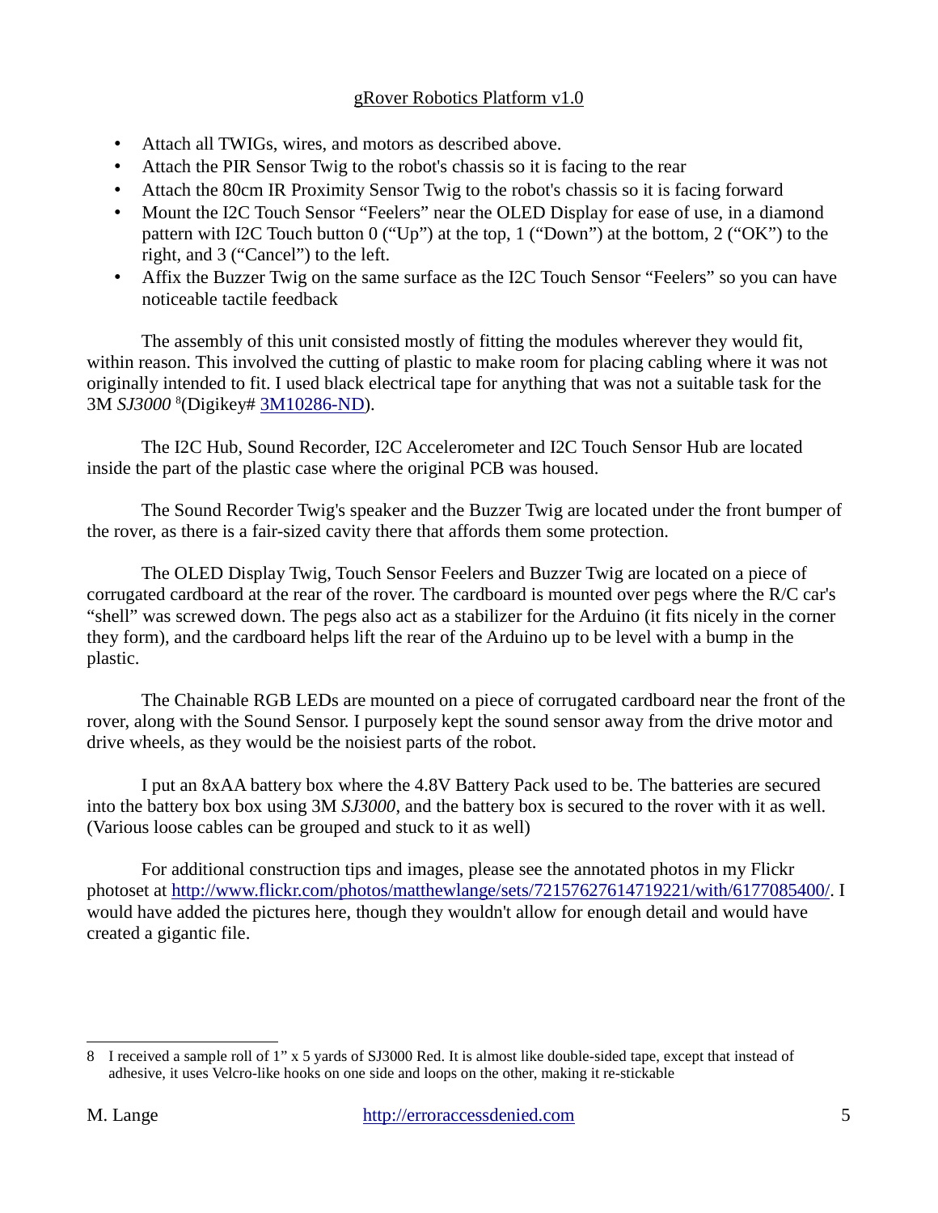- Attach all TWIGs, wires, and motors as described above.
- Attach the PIR Sensor Twig to the robot's chassis so it is facing to the rear
- Attach the 80cm IR Proximity Sensor Twig to the robot's chassis so it is facing forward
- Mount the I2C Touch Sensor “Feelers” near the OLED Display for ease of use, in a diamond pattern with I2C Touch button 0 (“Up”) at the top, 1 (“Down”) at the bottom, 2 (“OK”) to the right, and 3 (“Cancel”) to the left.
- Affix the Buzzer Twig on the same surface as the I2C Touch Sensor “Feelers” so you can have noticeable tactile feedback

The assembly of this unit consisted mostly of fitting the modules wherever they would fit, within reason. This involved the cutting of plastic to make room for placing cabling where it was not originally intended to fit. I used black electrical tape for anything that was not a suitable task for the 3M *SJ3000* [8](Digikey# [3M10286-ND](3M10286-ND)).

The I2C Hub, Sound Recorder, I2C Accelerometer and I2C Touch Sensor Hub are located inside the part of the plastic case where the original PCB was housed.

The Sound Recorder Twig's speaker and the Buzzer Twig are located under the front bumper of the rover, as there is a fair-sized cavity there that affords them some protection.

The OLED Display Twig, Touch Sensor Feelers and Buzzer Twig are located on a piece of corrugated cardboard at the rear of the rover. The cardboard is mounted over pegs where the R/C car's “shell” was screwed down. The pegs also act as a stabilizer for the Arduino (it fits nicely in the corner they form), and the cardboard helps lift the rear of the Arduino up to be level with a bump in the plastic.

The Chainable RGB LEDs are mounted on a piece of corrugated cardboard near the front of the rover, along with the Sound Sensor. I purposely kept the sound sensor away from the drive motor and drive wheels, as they would be the noisiest parts of the robot.

I put an 8xAA battery box where the 4.8V Battery Pack used to be. The batteries are secured into the battery box box using 3M *SJ3000*, and the battery box is secured to the rover with it as well. (Various loose cables can be grouped and stuck to it as well)

For additional construction tips and images, please see the annotated photos in my Flickr photoset at [http://www.flickr.com/photos/matthewlange/sets/72157627614719221/with/6177085400/](http://www.flickr.com/photos/matthewlange/sets/72157627614719221/with/6177085400/). I would have added the pictures here, though they wouldn't allow for enough detail and would have created a gigantic file.

---

8 I received a sample roll of 1” x 5 yards of SJ3000 Red. It is almost like double-sided tape, except that instead of adhesive, it uses Velcro-like hooks on one side and loops on the other, making it re-stickable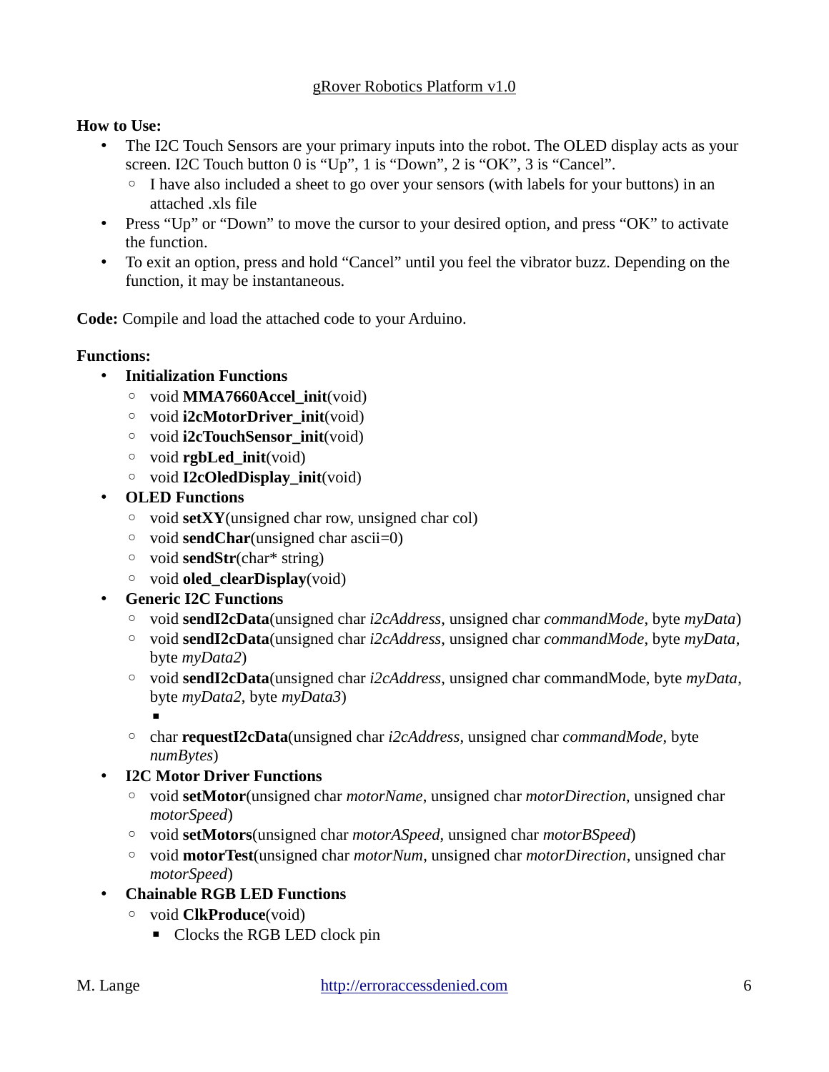gRover Robotics Platform v1.0

**How to Use:**

- The I2C Touch Sensors are your primary inputs into the robot. The OLED display acts as your screen. I2C Touch button 0 is "Up", 1 is "Down", 2 is "OK", 3 is "Cancel".
    - I have also included a sheet to go over your sensors (with labels for your buttons) in an attached .xls file
- Press "Up" or "Down" to move the cursor to your desired option, and press "OK" to activate the function.
- To exit an option, press and hold "Cancel" until you feel the vibrator buzz. Depending on the function, it may be instantaneous.

**Code:** Compile and load the attached code to your Arduino.

**Functions:**

- **Initialization Functions**
    - void **MMA7660Accel_init**(void)
    - void **i2cMotorDriver_init**(void)
    - void **i2cTouchSensor_init**(void)
    - void **rgbLed_init**(void)
    - void **I2cOledDisplay_init**(void)
- **OLED Functions**
    - void **setXY**(unsigned char row, unsigned char col)
    - void **sendChar**(unsigned char ascii=0)
    - void **sendStr**(char* string)
    - void **oled_clearDisplay**(void)
- **Generic I2C Functions**
    - void **sendI2cData**(unsigned char *i2cAddress*, unsigned char *commandMode*, byte *myData*)
    - void **sendI2cData**(unsigned char *i2cAddress*, unsigned char *commandMode*, byte *myData*, byte *myData2*)
    - void **sendI2cData**(unsigned char *i2cAddress*, unsigned char commandMode, byte *myData*, byte *myData2*, byte *myData3*)
        - 
    - char **requestI2cData**(unsigned char *i2cAddress*, unsigned char *commandMode*, byte *numBytes*)
- **I2C Motor Driver Functions**
    - void **setMotor**(unsigned char *motorName*, unsigned char *motorDirection*, unsigned char *motorSpeed*)
    - void **setMotors**(unsigned char *motorASpeed*, unsigned char *motorBSpeed*)
    - void **motorTest**(unsigned char *motorNum*, unsigned char *motorDirection*, unsigned char *motorSpeed*)
- **Chainable RGB LED Functions**
    - void **ClkProduce**(void)
        - Clocks the RGB LED clock pin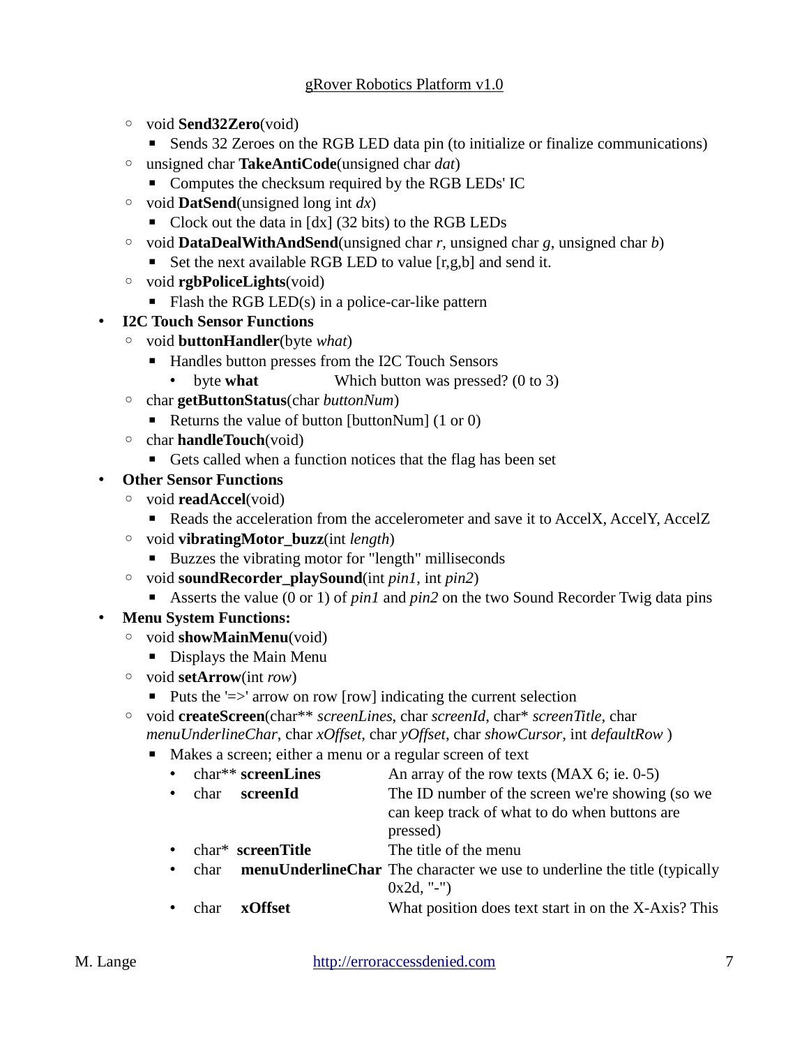- void **Send32Zero**(void)
    - Sends 32 Zeroes on the RGB LED data pin (to initialize or finalize communications)
- unsigned char **TakeAntiCode**(unsigned char *dat*)
    - Computes the checksum required by the RGB LEDs' IC
- void **DatSend**(unsigned long int *dx*)
    - Clock out the data in [dx] (32 bits) to the RGB LEDs
- void **DataDealWithAndSend**(unsigned char *r*, unsigned char *g*, unsigned char *b*)
    - Set the next available RGB LED to value [r,g,b] and send it.
- void **rgbPoliceLights**(void)
    - Flash the RGB LED(s) in a police-car-like pattern

- **I2C Touch Sensor Functions**
    - void **buttonHandler**(byte *what*)
        - Handles button presses from the I2C Touch Sensors
            - byte **what** Which button was pressed? (0 to 3)
    - char **getButtonStatus**(char *buttonNum*)
        - Returns the value of button [buttonNum] (1 or 0)
    - char **handleTouch**(void)
        - Gets called when a function notices that the flag has been set
- **Other Sensor Functions**
    - void **readAccel**(void)
        - Reads the acceleration from the accelerometer and save it to AccelX, AccelY, AccelZ
    - void **vibratingMotor_buzz**(int *length*)
        - Buzzes the vibrating motor for "length" milliseconds
    - void **soundRecorder_playSound**(int *pin1*, int *pin2*)
        - Asserts the value (0 or 1) of *pin1* and *pin2* on the two Sound Recorder Twig data pins
- **Menu System Functions:**
    - void **showMainMenu**(void)
        - Displays the Main Menu
    - void **setArrow**(int *row*)
        - Puts the '=>' arrow on row [row] indicating the current selection
    - void **createScreen**(char** *screenLines*, char *screenId*, char* *screenTitle*, char *menuUnderlineChar*, char *xOffset*, char *yOffset*, char *showCursor*, int *defaultRow* )
        - Makes a screen; either a menu or a regular screen of text
            - char** **screenLines** An array of the row texts (MAX 6; ie. 0-5)
            - char **screenId** The ID number of the screen we're showing (so we can keep track of what to do when buttons are pressed)
            - char* **screenTitle** The title of the menu
            - char **menuUnderlineChar** The character we use to underline the title (typically 0x2d, "-")
            - char **xOffset** What position does text start in on the X-Axis? This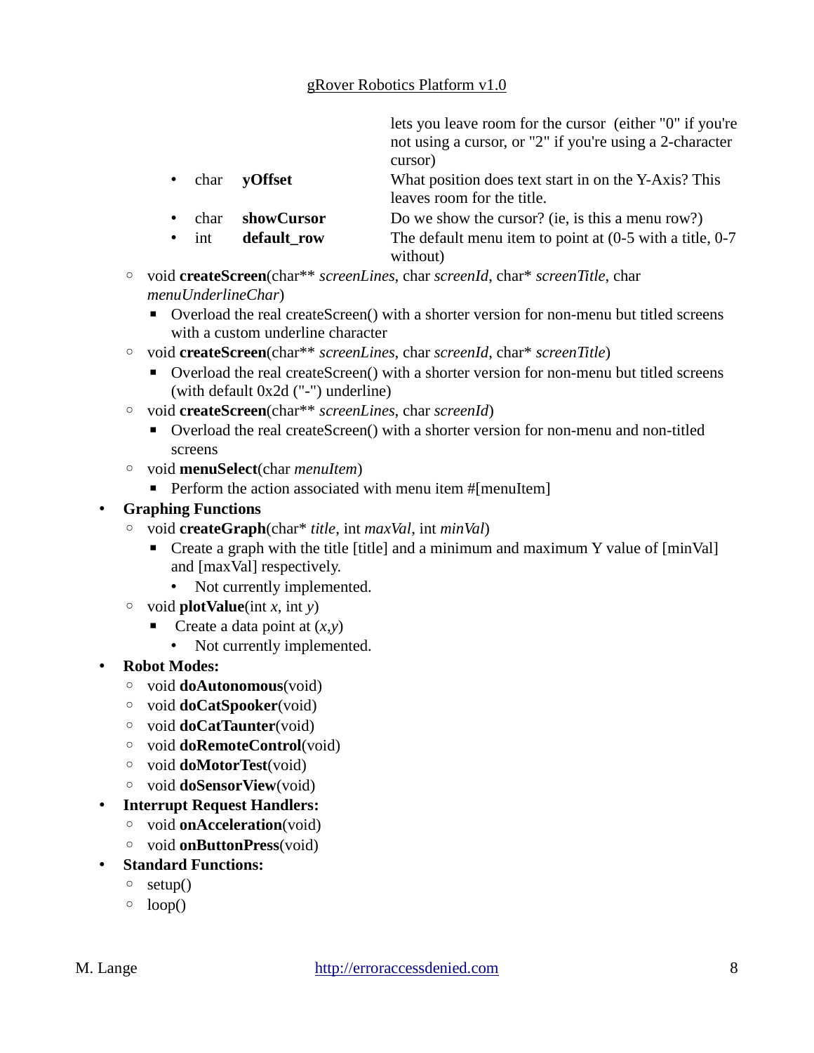lets you leave room for the cursor (either "0" if you're not using a cursor, or "2" if you're using a 2-character cursor)

- char **yOffset** — What position does text start in on the Y-Axis? This leaves room for the title.
- char **showCursor** — Do we show the cursor? (ie, is this a menu row?)
- int **default_row** — The default menu item to point at (0-5 with a title, 0-7 without)

  - void **createScreen**(char** *screenLines*, char *screenId*, char* *screenTitle*, char *menuUnderlineChar*)
    - Overload the real createScreen() with a shorter version for non-menu but titled screens with a custom underline character
  - void **createScreen**(char** *screenLines*, char *screenId*, char* *screenTitle*)
    - Overload the real createScreen() with a shorter version for non-menu but titled screens (with default 0x2d ("-") underline)
  - void **createScreen**(char** *screenLines*, char *screenId*)
    - Overload the real createScreen() with a shorter version for non-menu and non-titled screens
  - void **menuSelect**(char *menuItem*)
    - Perform the action associated with menu item #[menuItem]
- **Graphing Functions**
  - void **createGraph**(char* *title*, int *maxVal*, int *minVal*)
    - Create a graph with the title [title] and a minimum and maximum Y value of [minVal] and [maxVal] respectively.
      - Not currently implemented.
  - void **plotValue**(int *x*, int *y*)
    - Create a data point at (*x*,*y*)
      - Not currently implemented.
- **Robot Modes:**
  - void **doAutonomous**(void)
  - void **doCatSpooker**(void)
  - void **doCatTaunter**(void)
  - void **doRemoteControl**(void)
  - void **doMotorTest**(void)
  - void **doSensorView**(void)
- **Interrupt Request Handlers:**
  - void **onAcceleration**(void)
  - void **onButtonPress**(void)
- **Standard Functions:**
  - setup()
  - loop()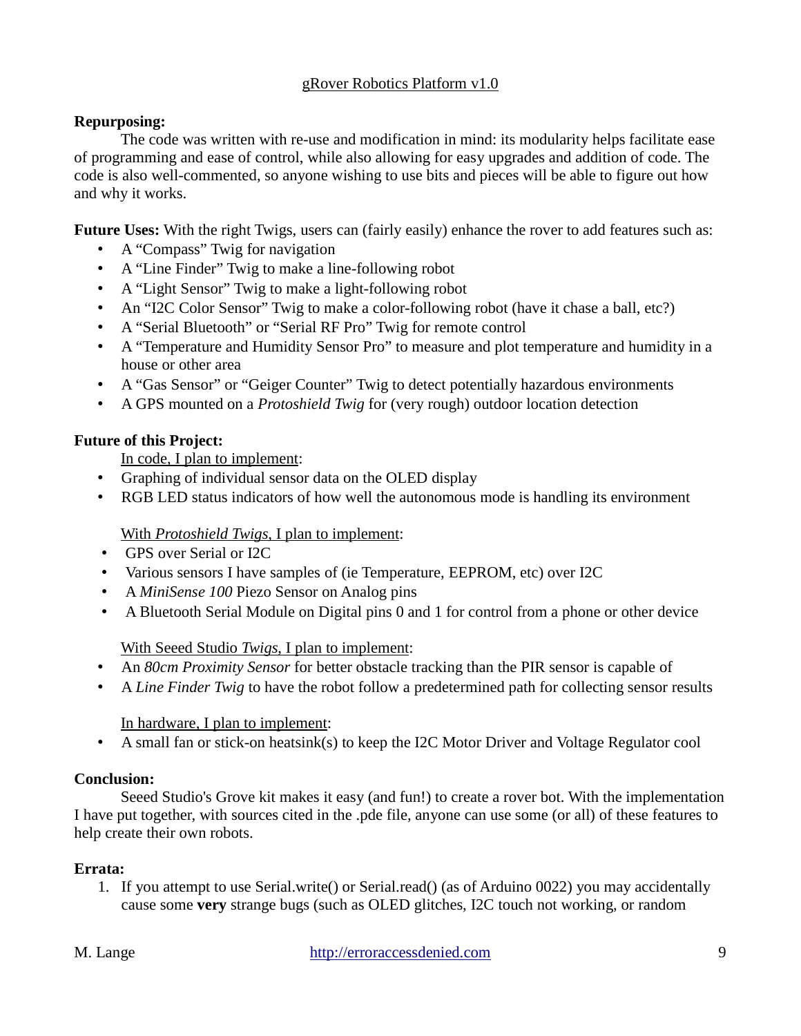gRover Robotics Platform v1.0

**Repurposing:**

The code was written with re-use and modification in mind: its modularity helps facilitate ease of programming and ease of control, while also allowing for easy upgrades and addition of code. The code is also well-commented, so anyone wishing to use bits and pieces will be able to figure out how and why it works.

**Future Uses:** With the right Twigs, users can (fairly easily) enhance the rover to add features such as:

- A "Compass" Twig for navigation
- A "Line Finder" Twig to make a line-following robot
- A "Light Sensor" Twig to make a light-following robot
- An "I2C Color Sensor" Twig to make a color-following robot (have it chase a ball, etc?)
- A "Serial Bluetooth" or "Serial RF Pro" Twig for remote control
- A "Temperature and Humidity Sensor Pro" to measure and plot temperature and humidity in a house or other area
- A "Gas Sensor" or "Geiger Counter" Twig to detect potentially hazardous environments
- A GPS mounted on a *Protoshield Twig* for (very rough) outdoor location detection

**Future of this Project:**

In code, I plan to implement:

- Graphing of individual sensor data on the OLED display
- RGB LED status indicators of how well the autonomous mode is handling its environment

With *Protoshield Twigs*, I plan to implement:

- GPS over Serial or I2C
- Various sensors I have samples of (ie Temperature, EEPROM, etc) over I2C
- A *MiniSense 100* Piezo Sensor on Analog pins
- A Bluetooth Serial Module on Digital pins 0 and 1 for control from a phone or other device

With Seeed Studio *Twigs*, I plan to implement:

- An *80cm Proximity Sensor* for better obstacle tracking than the PIR sensor is capable of
- A *Line Finder Twig* to have the robot follow a predetermined path for collecting sensor results

In hardware, I plan to implement:

- A small fan or stick-on heatsink(s) to keep the I2C Motor Driver and Voltage Regulator cool

**Conclusion:**

Seeed Studio's Grove kit makes it easy (and fun!) to create a rover bot. With the implementation I have put together, with sources cited in the .pde file, anyone can use some (or all) of these features to help create their own robots.

**Errata:**

1. If you attempt to use Serial.write() or Serial.read() (as of Arduino 0022) you may accidentally cause some **very** strange bugs (such as OLED glitches, I2C touch not working, or random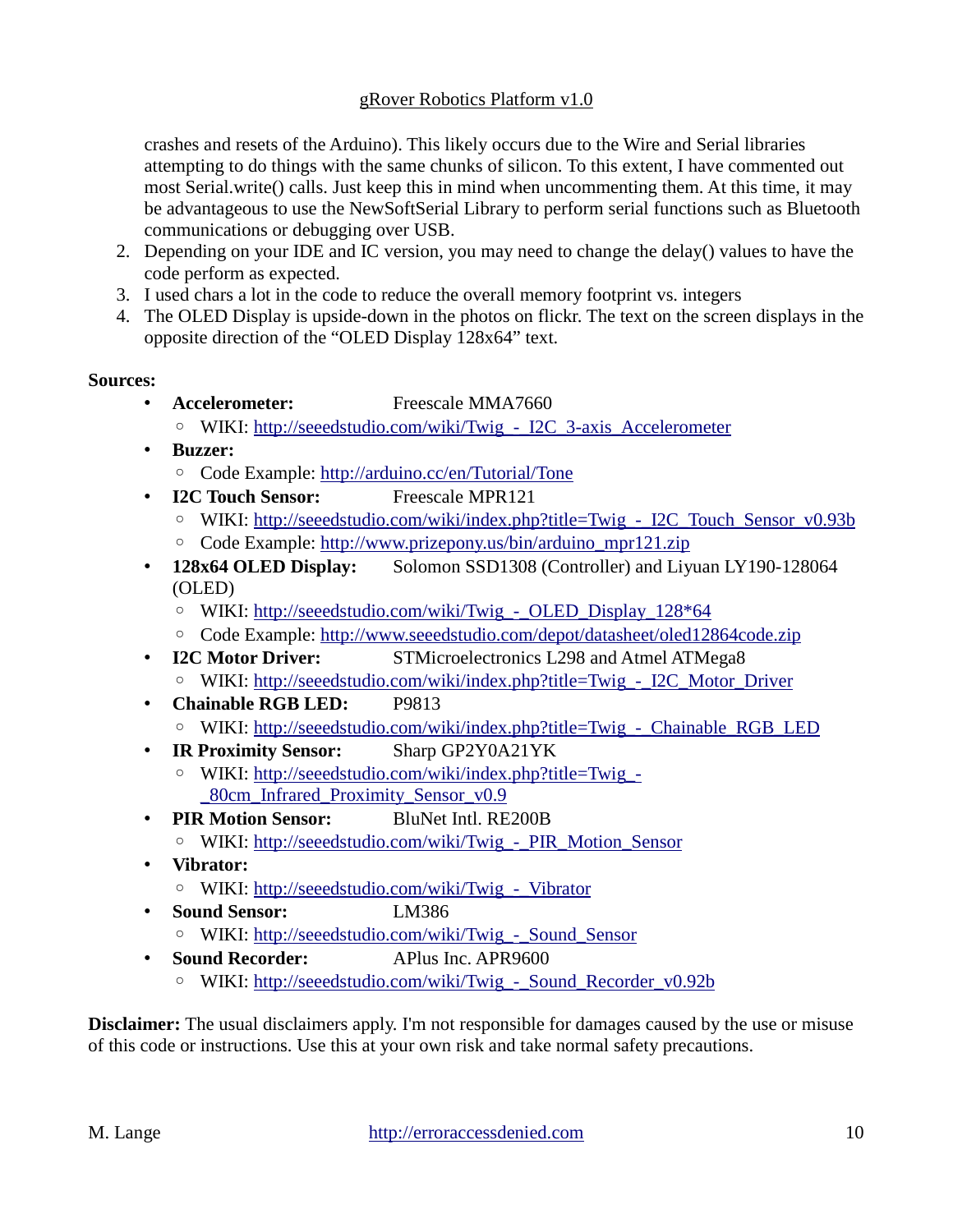crashes and resets of the Arduino). This likely occurs due to the Wire and Serial libraries attempting to do things with the same chunks of silicon. To this extent, I have commented out most Serial.write() calls. Just keep this in mind when uncommenting them. At this time, it may be advantageous to use the NewSoftSerial Library to perform serial functions such as Bluetooth communications or debugging over USB.

2. Depending on your IDE and IC version, you may need to change the delay() values to have the code perform as expected.
3. I used chars a lot in the code to reduce the overall memory footprint vs. integers
4. The OLED Display is upside-down in the photos on flickr. The text on the screen displays in the opposite direction of the "OLED Display 128x64" text.

**Sources:**

- **Accelerometer:** Freescale MMA7660
  - WIKI: http://seeedstudio.com/wiki/Twig_-_I2C_3-axis_Accelerometer
- **Buzzer:**
  - Code Example: http://arduino.cc/en/Tutorial/Tone
- **I2C Touch Sensor:** Freescale MPR121
  - WIKI: http://seeedstudio.com/wiki/index.php?title=Twig_-_I2C_Touch_Sensor_v0.93b
  - Code Example: http://www.prizepony.us/bin/arduino_mpr121.zip
- **128x64 OLED Display:** Solomon SSD1308 (Controller) and Liyuan LY190-128064 (OLED)
  - WIKI: http://seeedstudio.com/wiki/Twig_-_OLED_Display_128*64
  - Code Example: http://www.seeedstudio.com/depot/datasheet/oled12864code.zip
- **I2C Motor Driver:** STMicroelectronics L298 and Atmel ATMega8
  - WIKI: http://seeedstudio.com/wiki/index.php?title=Twig_-_I2C_Motor_Driver
- **Chainable RGB LED:** P9813
  - WIKI: http://seeedstudio.com/wiki/index.php?title=Twig_-_Chainable_RGB_LED
- **IR Proximity Sensor:** Sharp GP2Y0A21YK
  - WIKI: http://seeedstudio.com/wiki/index.php?title=Twig_-_80cm_Infrared_Proximity_Sensor_v0.9
- **PIR Motion Sensor:** BluNet Intl. RE200B
  - WIKI: http://seeedstudio.com/wiki/Twig_-_PIR_Motion_Sensor
- **Vibrator:**
  - WIKI: http://seeedstudio.com/wiki/Twig_-_Vibrator
- **Sound Sensor:** LM386
  - WIKI: http://seeedstudio.com/wiki/Twig_-_Sound_Sensor
- **Sound Recorder:** APlus Inc. APR9600
  - WIKI: http://seeedstudio.com/wiki/Twig_-_Sound_Recorder_v0.92b

**Disclaimer:** The usual disclaimers apply. I'm not responsible for damages caused by the use or misuse of this code or instructions. Use this at your own risk and take normal safety precautions.